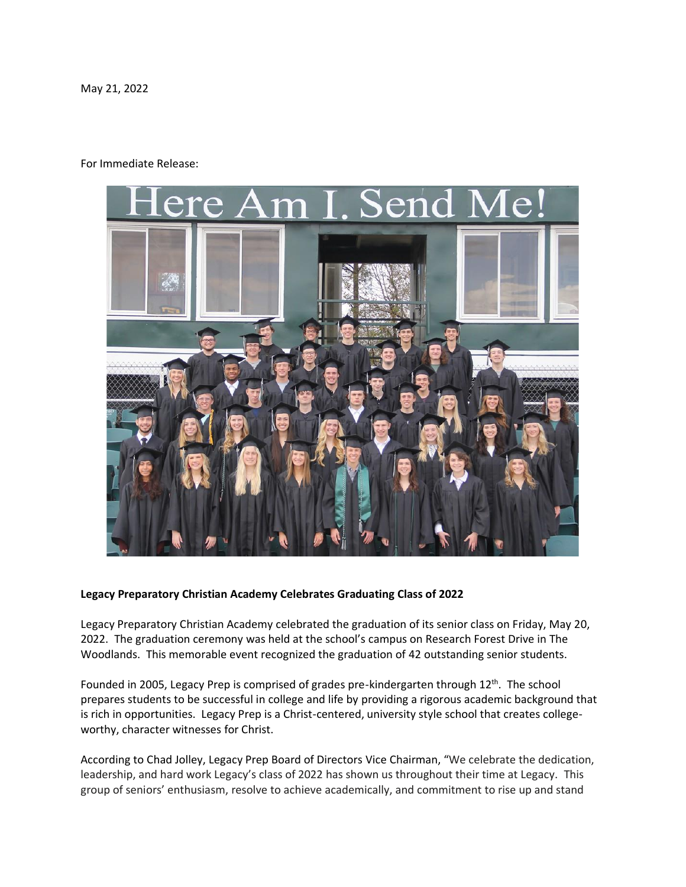May 21, 2022

For Immediate Release:

**Legacy Preparatory Christian Academy Celebrates Graduating Class of 2022**

Legacy Preparatory Christian Academy celebrated the graduation of its senior class on Friday, May 20, 2022. The graduation ceremony was held at the school's campus on Research Forest Drive in The Woodlands. This memorable event recognized the graduation of 42 outstanding senior students.

Founded in 2005, Legacy Prep is comprised of grades pre-kindergarten through 12th. The school prepares students to be successful in college and life by providing a rigorous academic background that is rich in opportunities. Legacy Prep is a Christ-centered, university style school that creates college-worthy, character witnesses for Christ.

According to Chad Jolley, Legacy Prep Board of Directors Vice Chairman, "We celebrate the dedication, leadership, and hard work Legacy's class of 2022 has shown us throughout their time at Legacy. This group of seniors' enthusiasm, resolve to achieve academically, and commitment to rise up and stand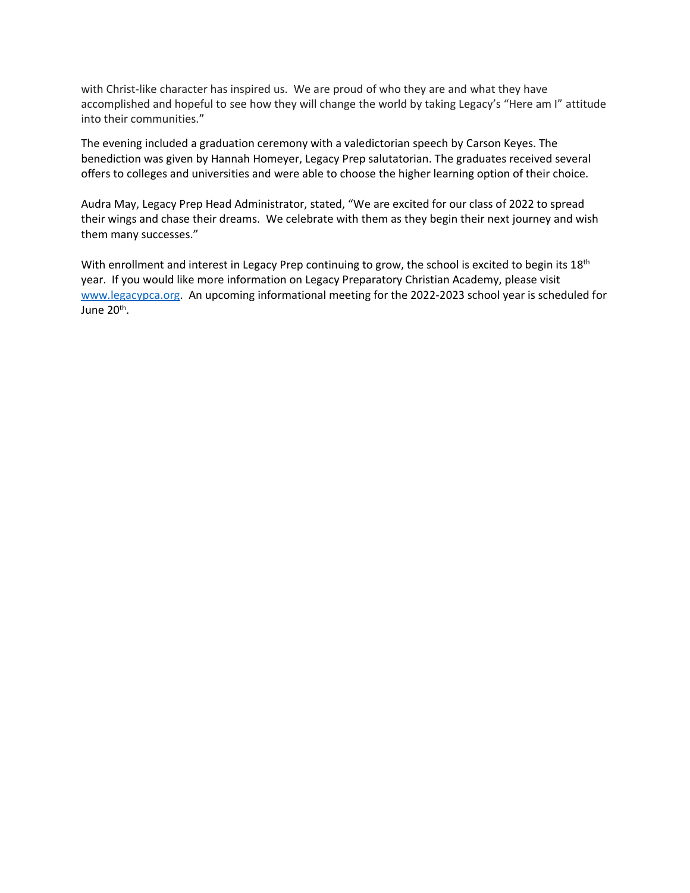with Christ-like character has inspired us. We are proud of who they are and what they have accomplished and hopeful to see how they will change the world by taking Legacy's "Here am I" attitude into their communities."

The evening included a graduation ceremony with a valedictorian speech by Carson Keyes. The benediction was given by Hannah Homeyer, Legacy Prep salutatorian. The graduates received several offers to colleges and universities and were able to choose the higher learning option of their choice.

Audra May, Legacy Prep Head Administrator, stated, "We are excited for our class of 2022 to spread their wings and chase their dreams. We celebrate with them as they begin their next journey and wish them many successes."

With enrollment and interest in Legacy Prep continuing to grow, the school is excited to begin its 18th year. If you would like more information on Legacy Preparatory Christian Academy, please visit [www.legacypca.org](http://www.legacypca.org). An upcoming informational meeting for the 2022-2023 school year is scheduled for June 20th.